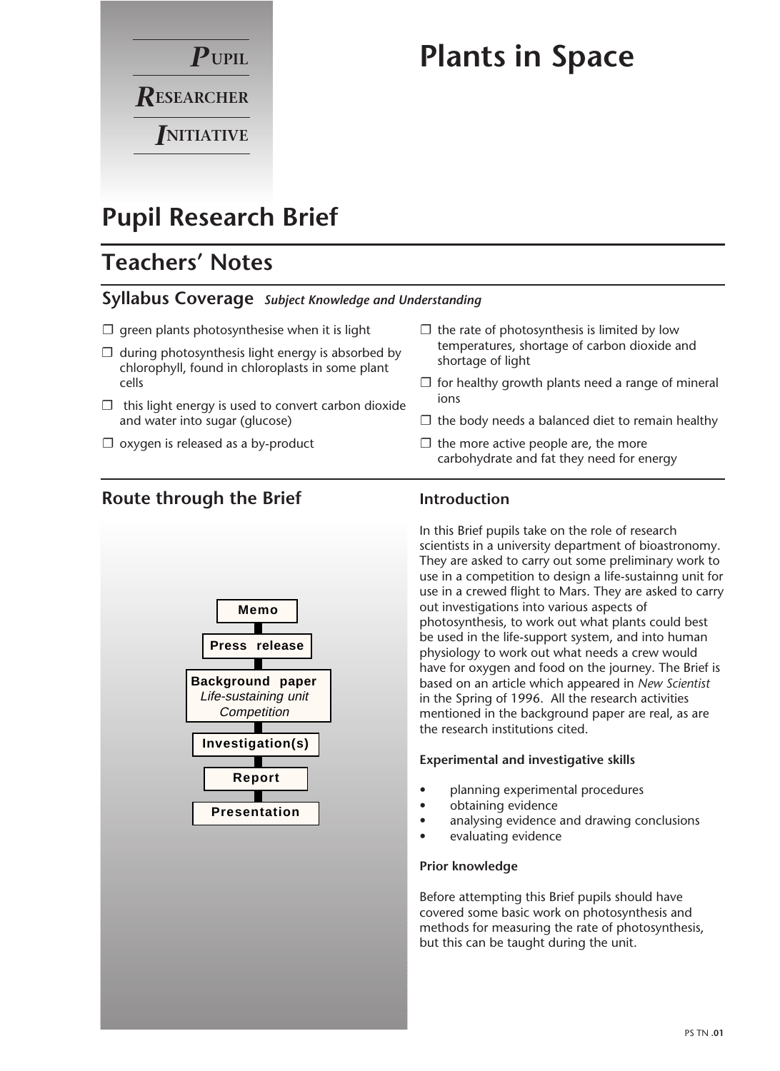**PUPIL RESEARCHER INITIATIVE**

# Plants in Space

## Pupil Research Brief

## Teachers' Notes

### Syllabus Coverage *Subject Knowledge and Understanding*

- ❒ green plants photosynthesise when it is light
- ❒ during photosynthesis light energy is absorbed by chlorophyll, found in chloroplasts in some plant cells
- ❒ this light energy is used to convert carbon dioxide and water into sugar (glucose)
- ❒ oxygen is released as a by-product
- ❒ the rate of photosynthesis is limited by low temperatures, shortage of carbon dioxide and shortage of light
- ❒ for healthy growth plants need a range of mineral ions
- ❒ the body needs a balanced diet to remain healthy
- ❒ the more active people are, the more carbohydrate and fat they need for energy

### Route through the Brief

Memo → Press release → Background paper *Life-sustaining unit Competition* → Investigation(s) → Report → Presentation

### Introduction

In this Brief pupils take on the role of research scientists in a university department of bioastronomy. They are asked to carry out some preliminary work to use in a competition to design a life-sustainng unit for use in a crewed flight to Mars. They are asked to carry out investigations into various aspects of photosynthesis, to work out what plants could best be used in the life-support system, and into human physiology to work out what needs a crew would have for oxygen and food on the journey. The Brief is based on an article which appeared in *New Scientist* in the Spring of 1996. All the research activities mentioned in the background paper are real, as are the research institutions cited.

#### Experimental and investigative skills

- planning experimental procedures
- obtaining evidence
- analysing evidence and drawing conclusions
- evaluating evidence

#### Prior knowledge

Before attempting this Brief pupils should have covered some basic work on photosynthesis and methods for measuring the rate of photosynthesis, but this can be taught during the unit.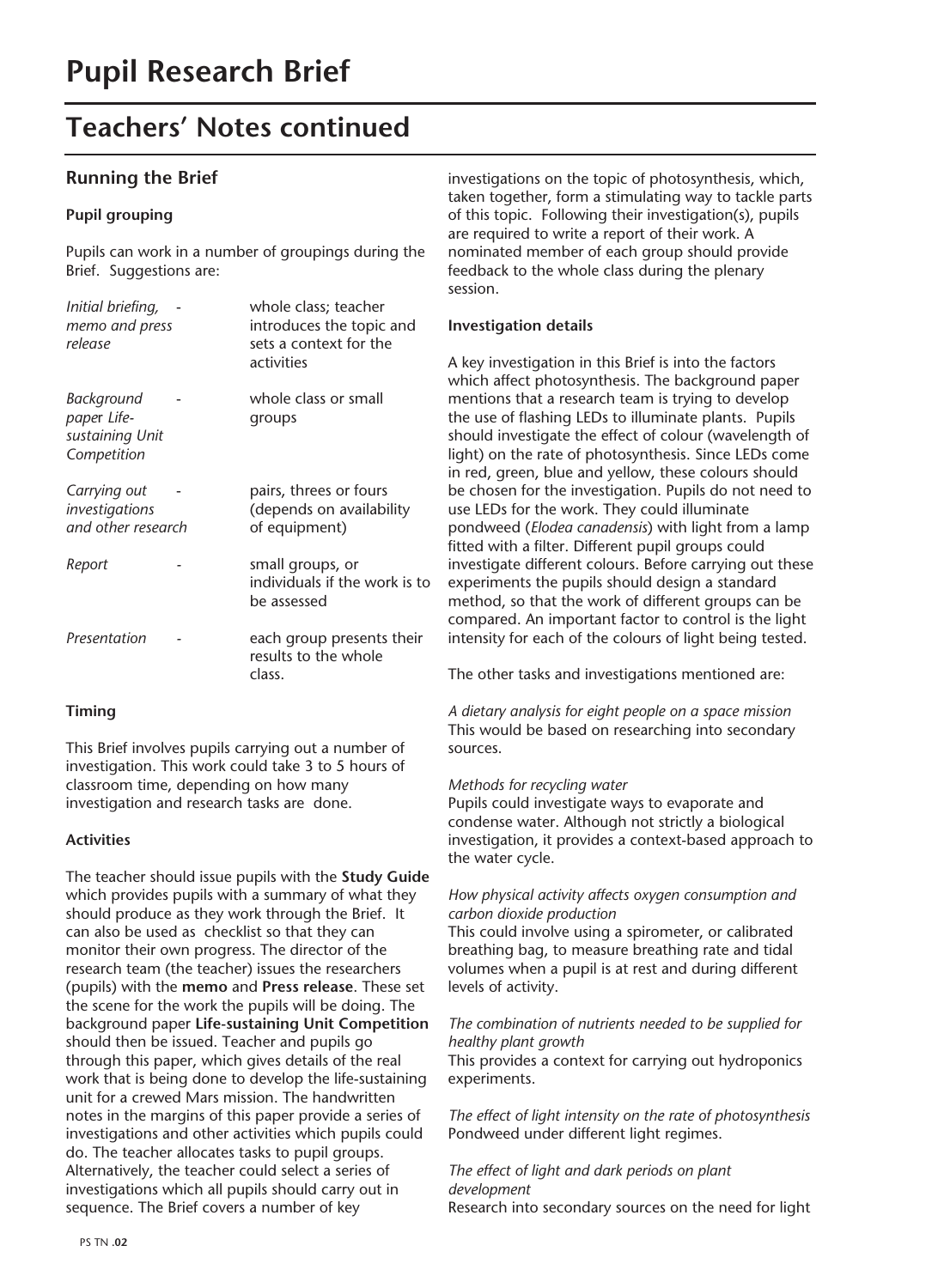# Pupil Research Brief

# Teachers' Notes continued

## Running the Brief

### Pupil grouping

Pupils can work in a number of groupings during the Brief. Suggestions are:

| | | |
|---|---|---|
| *Initial briefing, memo and press release* | - | whole class; teacher introduces the topic and sets a context for the activities |
| *Background paper Life-sustaining Unit Competition* | - | whole class or small groups |
| *Carrying out investigations and other research* | - | pairs, threes or fours (depends on availability of equipment) |
| *Report* | - | small groups, or individuals if the work is to be assessed |
| *Presentation* | - | each group presents their results to the whole class. |

### Timing

This Brief involves pupils carrying out a number of investigation. This work could take 3 to 5 hours of classroom time, depending on how many investigation and research tasks are done.

### Activities

The teacher should issue pupils with the **Study Guide** which provides pupils with a summary of what they should produce as they work through the Brief. It can also be used as checklist so that they can monitor their own progress. The director of the research team (the teacher) issues the researchers (pupils) with the **memo** and **Press release**. These set the scene for the work the pupils will be doing. The background paper **Life-sustaining Unit Competition** should then be issued. Teacher and pupils go through this paper, which gives details of the real work that is being done to develop the life-sustaining unit for a crewed Mars mission. The handwritten notes in the margins of this paper provide a series of investigations and other activities which pupils could do. The teacher allocates tasks to pupil groups. Alternatively, the teacher could select a series of investigations which all pupils should carry out in sequence. The Brief covers a number of key investigations on the topic of photosynthesis, which, taken together, form a stimulating way to tackle parts of this topic. Following their investigation(s), pupils are required to write a report of their work. A nominated member of each group should provide feedback to the whole class during the plenary session.

### Investigation details

A key investigation in this Brief is into the factors which affect photosynthesis. The background paper mentions that a research team is trying to develop the use of flashing LEDs to illuminate plants. Pupils should investigate the effect of colour (wavelength of light) on the rate of photosynthesis. Since LEDs come in red, green, blue and yellow, these colours should be chosen for the investigation. Pupils do not need to use LEDs for the work. They could illuminate pondweed (*Elodea canadensis*) with light from a lamp fitted with a filter. Different pupil groups could investigate different colours. Before carrying out these experiments the pupils should design a standard method, so that the work of different groups can be compared. An important factor to control is the light intensity for each of the colours of light being tested.

The other tasks and investigations mentioned are:

*A dietary analysis for eight people on a space mission*
This would be based on researching into secondary sources.

*Methods for recycling water*
Pupils could investigate ways to evaporate and condense water. Although not strictly a biological investigation, it provides a context-based approach to the water cycle.

*How physical activity affects oxygen consumption and carbon dioxide production*
This could involve using a spirometer, or calibrated breathing bag, to measure breathing rate and tidal volumes when a pupil is at rest and during different levels of activity.

*The combination of nutrients needed to be supplied for healthy plant growth*
This provides a context for carrying out hydroponics experiments.

*The effect of light intensity on the rate of photosynthesis*
Pondweed under different light regimes.

*The effect of light and dark periods on plant development*
Research into secondary sources on the need for light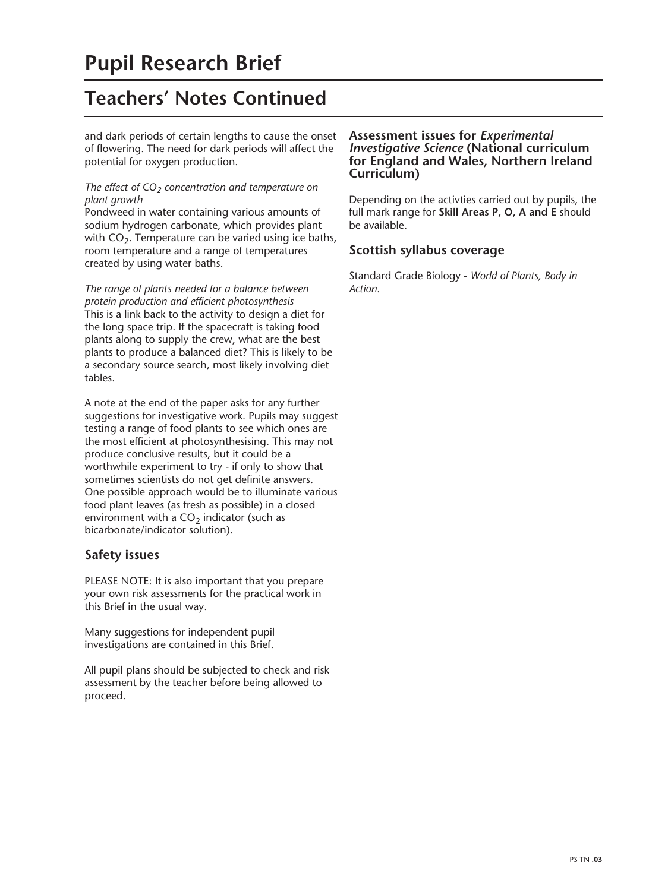# Pupil Research Brief

## Teachers' Notes Continued

and dark periods of certain lengths to cause the onset of flowering. The need for dark periods will affect the potential for oxygen production.

*The effect of $CO_2$ concentration and temperature on plant growth*
Pondweed in water containing various amounts of sodium hydrogen carbonate, which provides plant with $CO_2$. Temperature can be varied using ice baths, room temperature and a range of temperatures created by using water baths.

*The range of plants needed for a balance between protein production and efficient photosynthesis*
This is a link back to the activity to design a diet for the long space trip. If the spacecraft is taking food plants along to supply the crew, what are the best plants to produce a balanced diet? This is likely to be a secondary source search, most likely involving diet tables.

A note at the end of the paper asks for any further suggestions for investigative work. Pupils may suggest testing a range of food plants to see which ones are the most efficient at photosynthesising. This may not produce conclusive results, but it could be a worthwhile experiment to try - if only to show that sometimes scientists do not get definite answers. One possible approach would be to illuminate various food plant leaves (as fresh as possible) in a closed environment with a $CO_2$ indicator (such as bicarbonate/indicator solution).

### Safety issues

PLEASE NOTE: It is also important that you prepare your own risk assessments for the practical work in this Brief in the usual way.

Many suggestions for independent pupil investigations are contained in this Brief.

All pupil plans should be subjected to check and risk assessment by the teacher before being allowed to proceed.

### Assessment issues for *Experimental Investigative Science* (National curriculum for England and Wales, Northern Ireland Curriculum)

Depending on the activties carried out by pupils, the full mark range for **Skill Areas P, O, A and E** should be available.

### Scottish syllabus coverage

Standard Grade Biology - *World of Plants, Body in Action.*